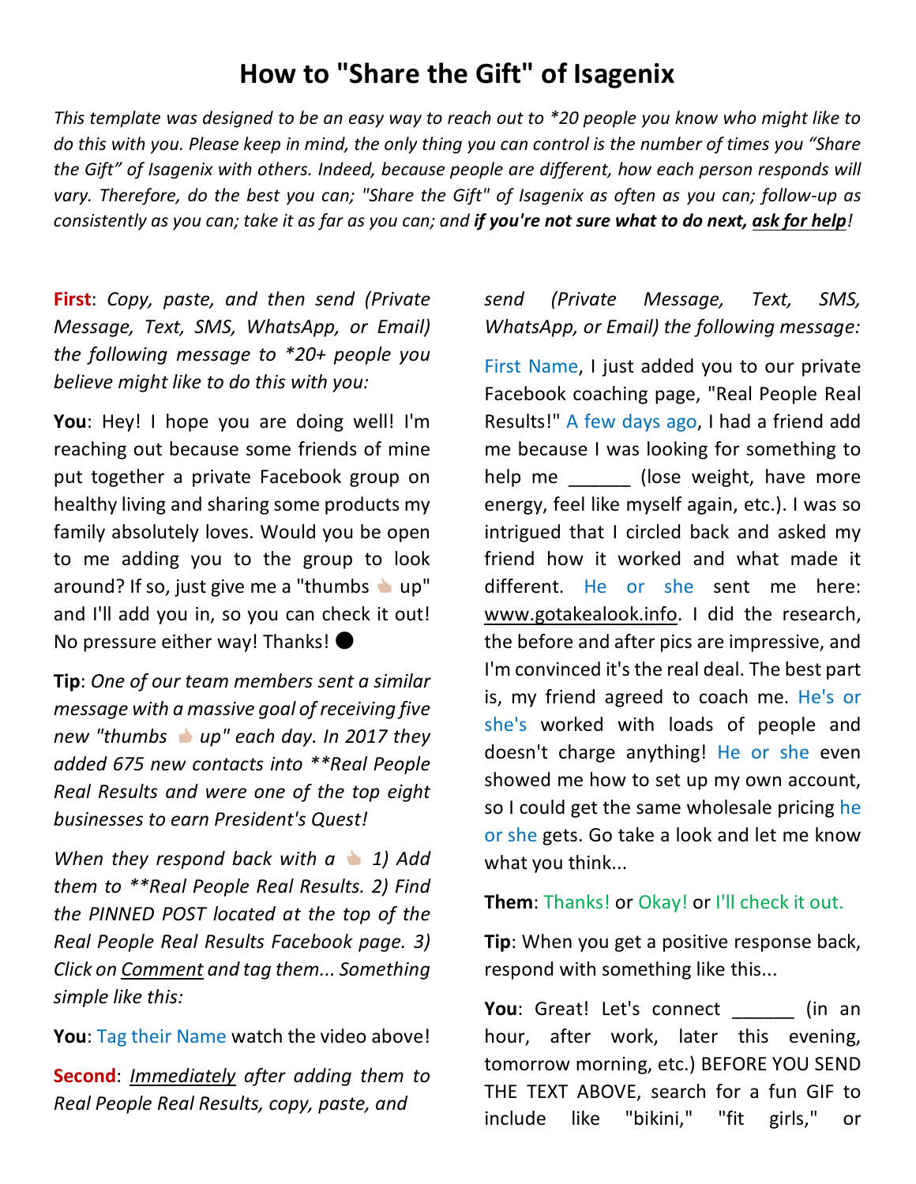# How to "Share the Gift" of Isagenix

*This template was designed to be an easy way to reach out to *20 people you know who might like to do this with you. Please keep in mind, the only thing you can control is the number of times you "Share the Gift" of Isagenix with others. Indeed, because people are different, how each person responds will vary. Therefore, do the best you can; "Share the Gift" of Isagenix as often as you can; follow-up as consistently as you can; take it as far as you can; and* ***if you're not sure what to do next, ask for help****!*

**First**: *Copy, paste, and then send (Private Message, Text, SMS, WhatsApp, or Email) the following message to *20+ people you believe might like to do this with you:*

**You**: Hey! I hope you are doing well! I'm reaching out because some friends of mine put together a private Facebook group on healthy living and sharing some products my family absolutely loves. Would you be open to me adding you to the group to look around? If so, just give me a "thumbs 👍 up" and I'll add you in, so you can check it out! No pressure either way! Thanks! ●

**Tip**: *One of our team members sent a similar message with a massive goal of receiving five new "thumbs 👍 up" each day. In 2017 they added 675 new contacts into **Real People Real Results and were one of the top eight businesses to earn President's Quest!*

*When they respond back with a 👍 1) Add them to **Real People Real Results. 2) Find the PINNED POST located at the top of the Real People Real Results Facebook page. 3) Click on Comment and tag them... Something simple like this:*

**You**: Tag their Name watch the video above!

**Second**: *Immediately after adding them to Real People Real Results, copy, paste, and send (Private Message, Text, SMS, WhatsApp, or Email) the following message:*

First Name, I just added you to our private Facebook coaching page, "Real People Real Results!" A few days ago, I had a friend add me because I was looking for something to help me ______ (lose weight, have more energy, feel like myself again, etc.). I was so intrigued that I circled back and asked my friend how it worked and what made it different. He or she sent me here: www.gotakealook.info. I did the research, the before and after pics are impressive, and I'm convinced it's the real deal. The best part is, my friend agreed to coach me. He's or she's worked with loads of people and doesn't charge anything! He or she even showed me how to set up my own account, so I could get the same wholesale pricing he or she gets. Go take a look and let me know what you think...

**Them**: Thanks! or Okay! or I'll check it out.

**Tip**: When you get a positive response back, respond with something like this...

**You**: Great! Let's connect ______ (in an hour, after work, later this evening, tomorrow morning, etc.) BEFORE YOU SEND THE TEXT ABOVE, search for a fun GIF to include like "bikini," "fit girls," or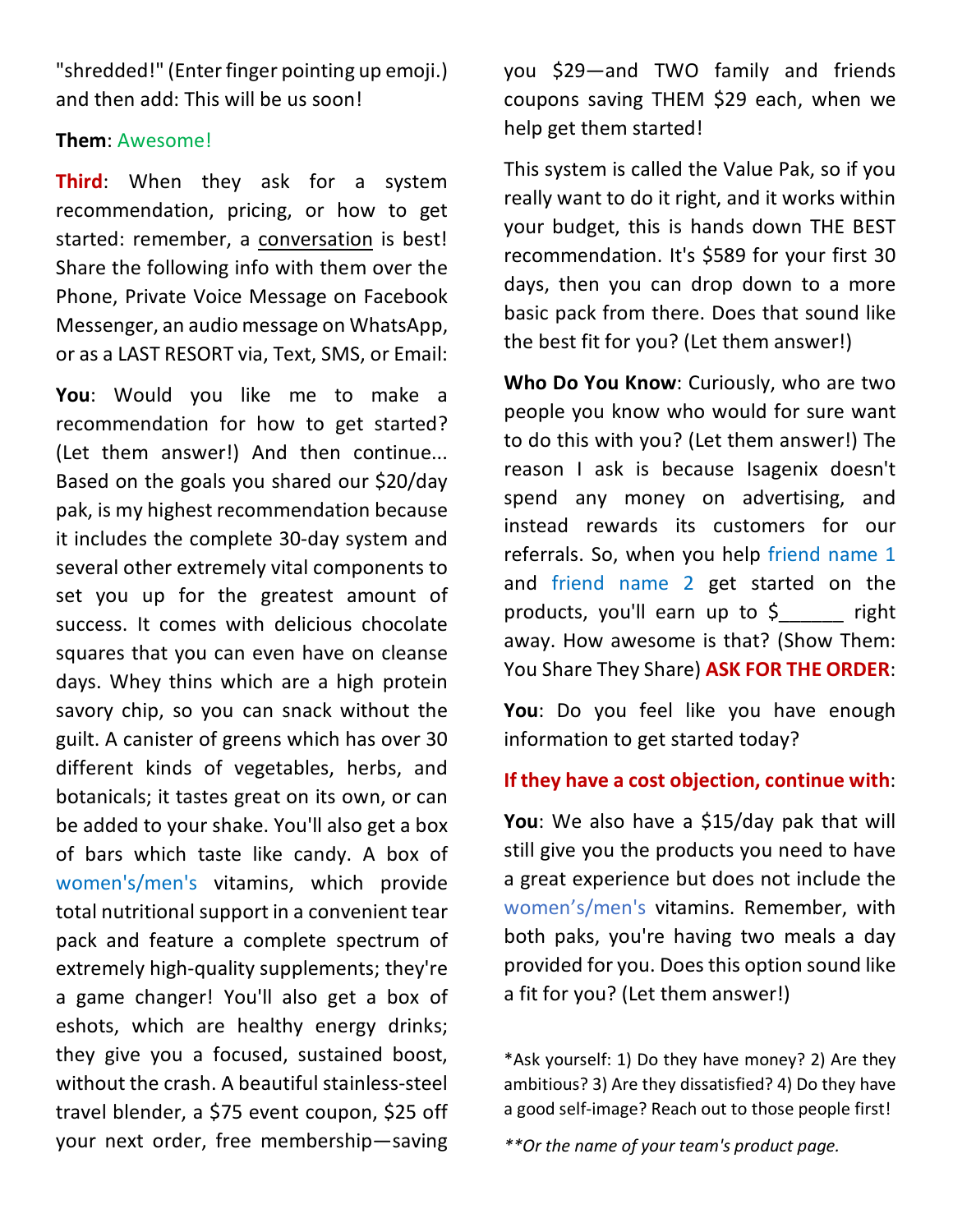"shredded!" (Enter finger pointing up emoji.) and then add: This will be us soon!

**Them**: Awesome!

**Third**: When they ask for a system recommendation, pricing, or how to get started: remember, a conversation is best! Share the following info with them over the Phone, Private Voice Message on Facebook Messenger, an audio message on WhatsApp, or as a LAST RESORT via, Text, SMS, or Email:

**You**: Would you like me to make a recommendation for how to get started? (Let them answer!) And then continue... Based on the goals you shared our $20/day pak, is my highest recommendation because it includes the complete 30-day system and several other extremely vital components to set you up for the greatest amount of success. It comes with delicious chocolate squares that you can even have on cleanse days. Whey thins which are a high protein savory chip, so you can snack without the guilt. A canister of greens which has over 30 different kinds of vegetables, herbs, and botanicals; it tastes great on its own, or can be added to your shake. You'll also get a box of bars which taste like candy. A box of women's/men's vitamins, which provide total nutritional support in a convenient tear pack and feature a complete spectrum of extremely high-quality supplements; they're a game changer! You'll also get a box of eshots, which are healthy energy drinks; they give you a focused, sustained boost, without the crash. A beautiful stainless-steel travel blender, a $75 event coupon, $25 off your next order, free membership—saving you $29—and TWO family and friends coupons saving THEM $29 each, when we help get them started!

This system is called the Value Pak, so if you really want to do it right, and it works within your budget, this is hands down THE BEST recommendation. It's $589 for your first 30 days, then you can drop down to a more basic pack from there. Does that sound like the best fit for you? (Let them answer!)

**Who Do You Know**: Curiously, who are two people you know who would for sure want to do this with you? (Let them answer!) The reason I ask is because Isagenix doesn't spend any money on advertising, and instead rewards its customers for our referrals. So, when you help friend name 1 and friend name 2 get started on the products, you'll earn up to $______ right away. How awesome is that? (Show Them: You Share They Share) **ASK FOR THE ORDER**:

**You**: Do you feel like you have enough information to get started today?

**If they have a cost objection, continue with**:

**You**: We also have a $15/day pak that will still give you the products you need to have a great experience but does not include the women's/men's vitamins. Remember, with both paks, you're having two meals a day provided for you. Does this option sound like a fit for you? (Let them answer!)

*Ask yourself: 1) Do they have money? 2) Are they ambitious? 3) Are they dissatisfied? 4) Do they have a good self-image? Reach out to those people first!

***Or the name of your team's product page.*